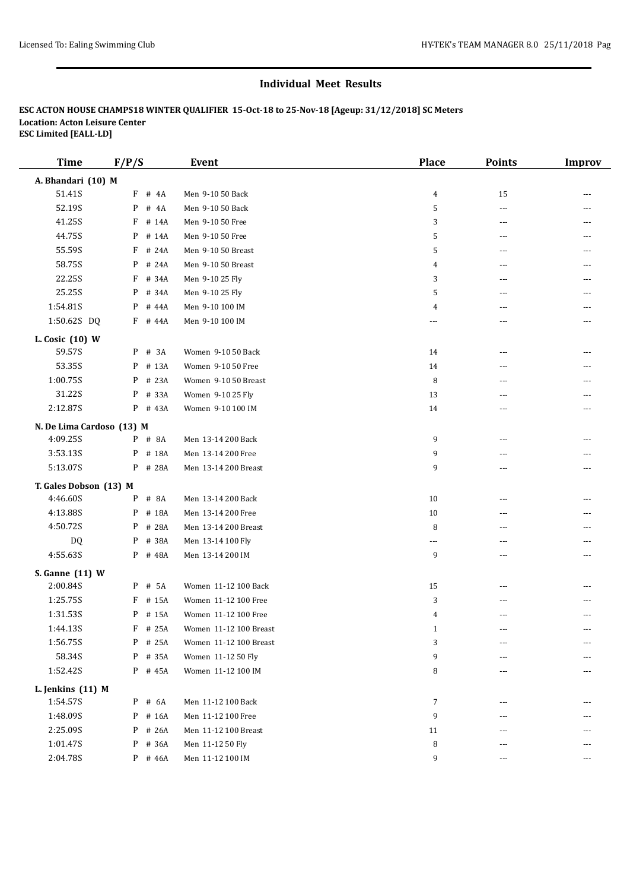# Individual Meet Results

**ESC ACTON HOUSE CHAMPS18 WINTER QUALIFIER 15-Oct-18 to 25-Nov-18 [Ageup: 31/12/2018] SC Meters**
**Location: Acton Leisure Center**
**ESC Limited [EALL-LD]**

| Time | F/P/S | Event | Place | Points | Improv |
|---|---|---|---|---|---|
| **A. Bhandari (10) M** | | | | | |
| 51.41S | F # 4A | Men 9-10 50 Back | 4 | 15 | --- |
| 52.19S | P # 4A | Men 9-10 50 Back | 5 | --- | --- |
| 41.25S | F # 14A | Men 9-10 50 Free | 3 | --- | --- |
| 44.75S | P # 14A | Men 9-10 50 Free | 5 | --- | --- |
| 55.59S | F # 24A | Men 9-10 50 Breast | 5 | --- | --- |
| 58.75S | P # 24A | Men 9-10 50 Breast | 4 | --- | --- |
| 22.25S | F # 34A | Men 9-10 25 Fly | 3 | --- | --- |
| 25.25S | P # 34A | Men 9-10 25 Fly | 5 | --- | --- |
| 1:54.81S | P # 44A | Men 9-10 100 IM | 4 | --- | --- |
| 1:50.62S DQ | F # 44A | Men 9-10 100 IM | --- | --- | --- |
| **L. Cosic (10) W** | | | | | |
| 59.57S | P # 3A | Women 9-10 50 Back | 14 | --- | --- |
| 53.35S | P # 13A | Women 9-10 50 Free | 14 | --- | --- |
| 1:00.75S | P # 23A | Women 9-10 50 Breast | 8 | --- | --- |
| 31.22S | P # 33A | Women 9-10 25 Fly | 13 | --- | --- |
| 2:12.87S | P # 43A | Women 9-10 100 IM | 14 | --- | --- |
| **N. De Lima Cardoso (13) M** | | | | | |
| 4:09.25S | P # 8A | Men 13-14 200 Back | 9 | --- | --- |
| 3:53.13S | P # 18A | Men 13-14 200 Free | 9 | --- | --- |
| 5:13.07S | P # 28A | Men 13-14 200 Breast | 9 | --- | --- |
| **T. Gales Dobson (13) M** | | | | | |
| 4:46.60S | P # 8A | Men 13-14 200 Back | 10 | --- | --- |
| 4:13.88S | P # 18A | Men 13-14 200 Free | 10 | --- | --- |
| 4:50.72S | P # 28A | Men 13-14 200 Breast | 8 | --- | --- |
| DQ | P # 38A | Men 13-14 100 Fly | --- | --- | --- |
| 4:55.63S | P # 48A | Men 13-14 200 IM | 9 | --- | --- |
| **S. Ganne (11) W** | | | | | |
| 2:00.84S | P # 5A | Women 11-12 100 Back | 15 | --- | --- |
| 1:25.75S | F # 15A | Women 11-12 100 Free | 3 | --- | --- |
| 1:31.53S | P # 15A | Women 11-12 100 Free | 4 | --- | --- |
| 1:44.13S | F # 25A | Women 11-12 100 Breast | 1 | --- | --- |
| 1:56.75S | P # 25A | Women 11-12 100 Breast | 3 | --- | --- |
| 58.34S | P # 35A | Women 11-12 50 Fly | 9 | --- | --- |
| 1:52.42S | P # 45A | Women 11-12 100 IM | 8 | --- | --- |
| **L. Jenkins (11) M** | | | | | |
| 1:54.57S | P # 6A | Men 11-12 100 Back | 7 | --- | --- |
| 1:48.09S | P # 16A | Men 11-12 100 Free | 9 | --- | --- |
| 2:25.09S | P # 26A | Men 11-12 100 Breast | 11 | --- | --- |
| 1:01.47S | P # 36A | Men 11-12 50 Fly | 8 | --- | --- |
| 2:04.78S | P # 46A | Men 11-12 100 IM | 9 | --- | --- |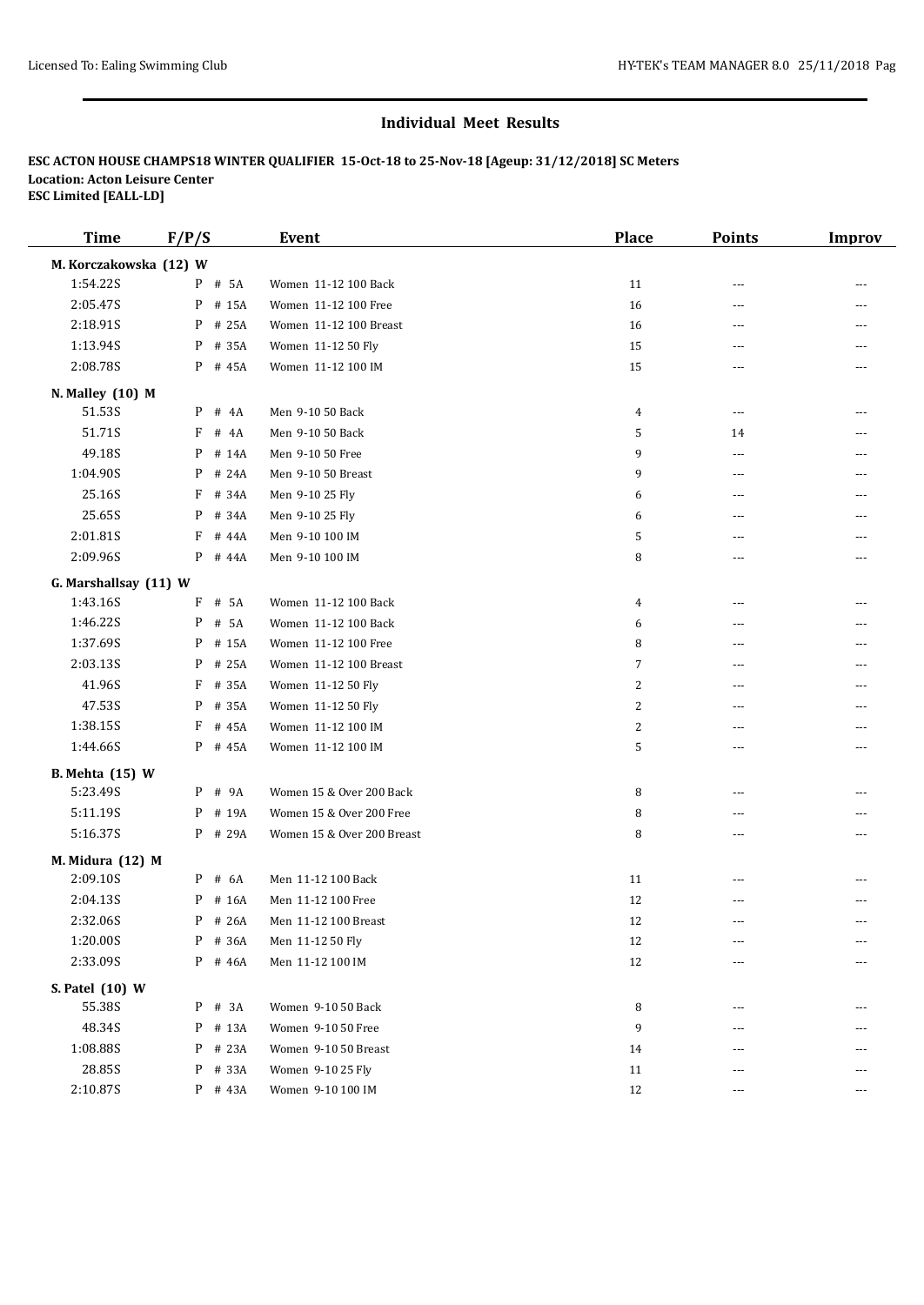## Individual Meet Results

**ESC ACTON HOUSE CHAMPS18 WINTER QUALIFIER 15-Oct-18 to 25-Nov-18 [Ageup: 31/12/2018] SC Meters**
**Location: Acton Leisure Center**
**ESC Limited [EALL-LD]**

| Time | F/P/S | Event | Place | Points | Improv |
|---|---|---|---|---|---|
| **M. Korczakowska (12) W** | | | | | |
| 1:54.22S | P # 5A | Women 11-12 100 Back | 11 | --- | --- |
| 2:05.47S | P # 15A | Women 11-12 100 Free | 16 | --- | --- |
| 2:18.91S | P # 25A | Women 11-12 100 Breast | 16 | --- | --- |
| 1:13.94S | P # 35A | Women 11-12 50 Fly | 15 | --- | --- |
| 2:08.78S | P # 45A | Women 11-12 100 IM | 15 | --- | --- |
| **N. Malley (10) M** | | | | | |
| 51.53S | P # 4A | Men 9-10 50 Back | 4 | --- | --- |
| 51.71S | F # 4A | Men 9-10 50 Back | 5 | 14 | --- |
| 49.18S | P # 14A | Men 9-10 50 Free | 9 | --- | --- |
| 1:04.90S | P # 24A | Men 9-10 50 Breast | 9 | --- | --- |
| 25.16S | F # 34A | Men 9-10 25 Fly | 6 | --- | --- |
| 25.65S | P # 34A | Men 9-10 25 Fly | 6 | --- | --- |
| 2:01.81S | F # 44A | Men 9-10 100 IM | 5 | --- | --- |
| 2:09.96S | P # 44A | Men 9-10 100 IM | 8 | --- | --- |
| **G. Marshallsay (11) W** | | | | | |
| 1:43.16S | F # 5A | Women 11-12 100 Back | 4 | --- | --- |
| 1:46.22S | P # 5A | Women 11-12 100 Back | 6 | --- | --- |
| 1:37.69S | P # 15A | Women 11-12 100 Free | 8 | --- | --- |
| 2:03.13S | P # 25A | Women 11-12 100 Breast | 7 | --- | --- |
| 41.96S | F # 35A | Women 11-12 50 Fly | 2 | --- | --- |
| 47.53S | P # 35A | Women 11-12 50 Fly | 2 | --- | --- |
| 1:38.15S | F # 45A | Women 11-12 100 IM | 2 | --- | --- |
| 1:44.66S | P # 45A | Women 11-12 100 IM | 5 | --- | --- |
| **B. Mehta (15) W** | | | | | |
| 5:23.49S | P # 9A | Women 15 & Over 200 Back | 8 | --- | --- |
| 5:11.19S | P # 19A | Women 15 & Over 200 Free | 8 | --- | --- |
| 5:16.37S | P # 29A | Women 15 & Over 200 Breast | 8 | --- | --- |
| **M. Midura (12) M** | | | | | |
| 2:09.10S | P # 6A | Men 11-12 100 Back | 11 | --- | --- |
| 2:04.13S | P # 16A | Men 11-12 100 Free | 12 | --- | --- |
| 2:32.06S | P # 26A | Men 11-12 100 Breast | 12 | --- | --- |
| 1:20.00S | P # 36A | Men 11-12 50 Fly | 12 | --- | --- |
| 2:33.09S | P # 46A | Men 11-12 100 IM | 12 | --- | --- |
| **S. Patel (10) W** | | | | | |
| 55.38S | P # 3A | Women 9-10 50 Back | 8 | --- | --- |
| 48.34S | P # 13A | Women 9-10 50 Free | 9 | --- | --- |
| 1:08.88S | P # 23A | Women 9-10 50 Breast | 14 | --- | --- |
| 28.85S | P # 33A | Women 9-10 25 Fly | 11 | --- | --- |
| 2:10.87S | P # 43A | Women 9-10 100 IM | 12 | --- | --- |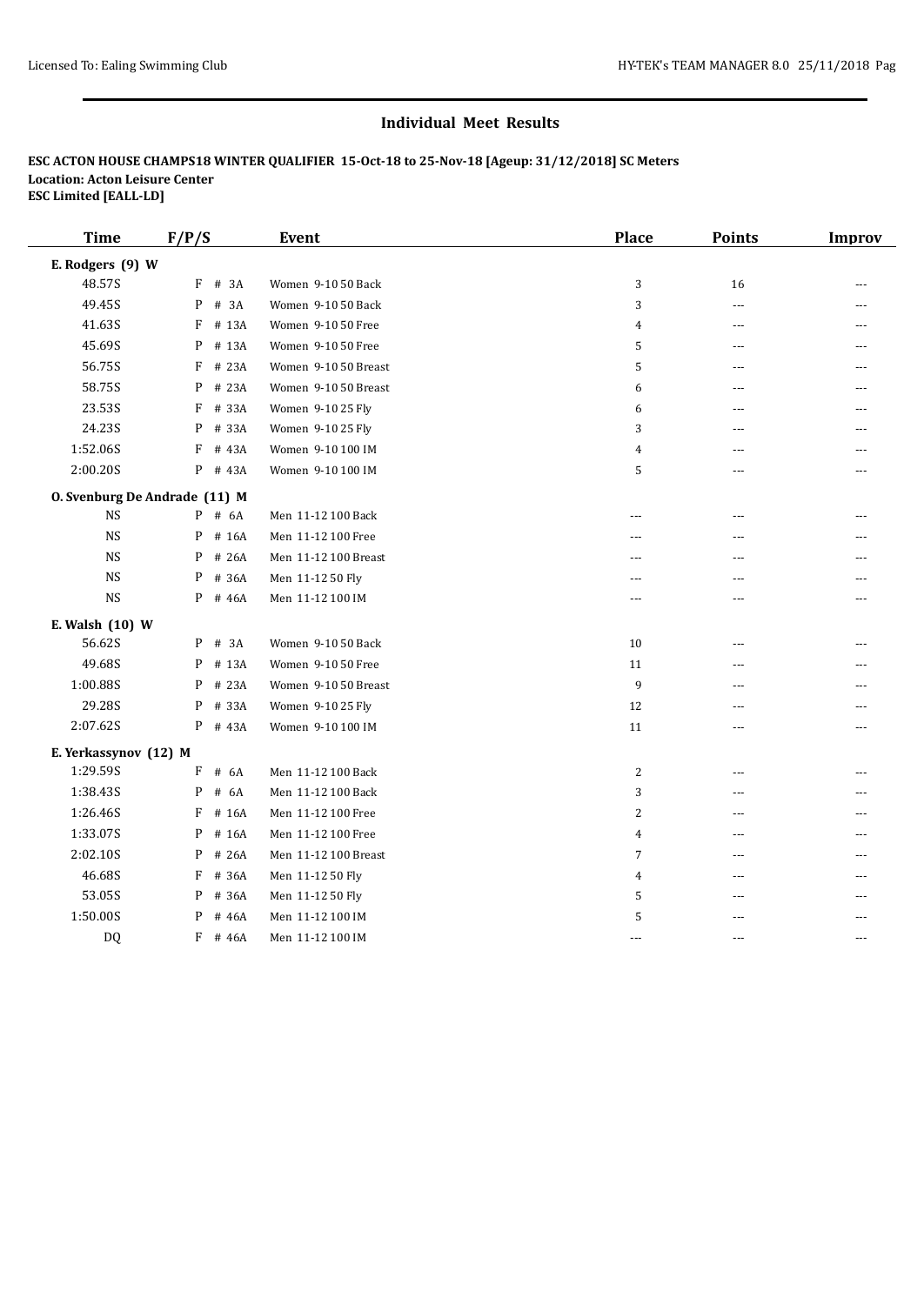## Individual Meet Results

**ESC ACTON HOUSE CHAMPS18 WINTER QUALIFIER 15-Oct-18 to 25-Nov-18 [Ageup: 31/12/2018] SC Meters**
**Location: Acton Leisure Center**
**ESC Limited [EALL-LD]**

| Time | F/P/S | Event | Place | Points | Improv |
|---|---|---|---|---|---|
| **E. Rodgers (9) W** | | | | | |
| 48.57S | F # 3A | Women 9-10 50 Back | 3 | 16 | --- |
| 49.45S | P # 3A | Women 9-10 50 Back | 3 | --- | --- |
| 41.63S | F # 13A | Women 9-10 50 Free | 4 | --- | --- |
| 45.69S | P # 13A | Women 9-10 50 Free | 5 | --- | --- |
| 56.75S | F # 23A | Women 9-10 50 Breast | 5 | --- | --- |
| 58.75S | P # 23A | Women 9-10 50 Breast | 6 | --- | --- |
| 23.53S | F # 33A | Women 9-10 25 Fly | 6 | --- | --- |
| 24.23S | P # 33A | Women 9-10 25 Fly | 3 | --- | --- |
| 1:52.06S | F # 43A | Women 9-10 100 IM | 4 | --- | --- |
| 2:00.20S | P # 43A | Women 9-10 100 IM | 5 | --- | --- |
| **O. Svenburg De Andrade (11) M** | | | | | |
| NS | P # 6A | Men 11-12 100 Back | --- | --- | --- |
| NS | P # 16A | Men 11-12 100 Free | --- | --- | --- |
| NS | P # 26A | Men 11-12 100 Breast | --- | --- | --- |
| NS | P # 36A | Men 11-12 50 Fly | --- | --- | --- |
| NS | P # 46A | Men 11-12 100 IM | --- | --- | --- |
| **E. Walsh (10) W** | | | | | |
| 56.62S | P # 3A | Women 9-10 50 Back | 10 | --- | --- |
| 49.68S | P # 13A | Women 9-10 50 Free | 11 | --- | --- |
| 1:00.88S | P # 23A | Women 9-10 50 Breast | 9 | --- | --- |
| 29.28S | P # 33A | Women 9-10 25 Fly | 12 | --- | --- |
| 2:07.62S | P # 43A | Women 9-10 100 IM | 11 | --- | --- |
| **E. Yerkassynov (12) M** | | | | | |
| 1:29.59S | F # 6A | Men 11-12 100 Back | 2 | --- | --- |
| 1:38.43S | P # 6A | Men 11-12 100 Back | 3 | --- | --- |
| 1:26.46S | F # 16A | Men 11-12 100 Free | 2 | --- | --- |
| 1:33.07S | P # 16A | Men 11-12 100 Free | 4 | --- | --- |
| 2:02.10S | P # 26A | Men 11-12 100 Breast | 7 | --- | --- |
| 46.68S | F # 36A | Men 11-12 50 Fly | 4 | --- | --- |
| 53.05S | P # 36A | Men 11-12 50 Fly | 5 | --- | --- |
| 1:50.00S | P # 46A | Men 11-12 100 IM | 5 | --- | --- |
| DQ | F # 46A | Men 11-12 100 IM | --- | --- | --- |